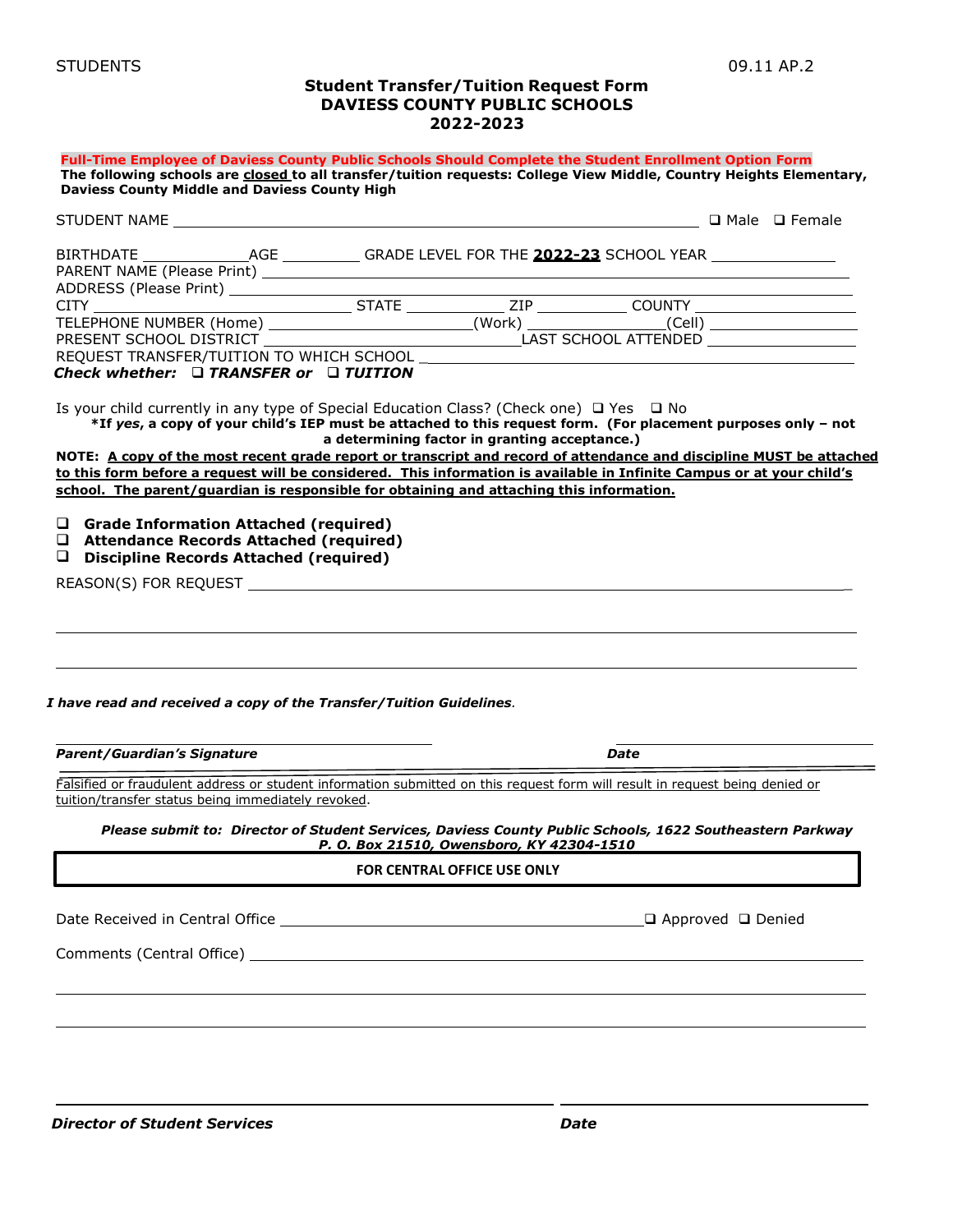STUDENTS 09.11 AP.2

# Student Transfer/Tuition Request Form
## DAVIESS COUNTY PUBLIC SCHOOLS
## 2022-2023

**Full-Time Employee of Daviess County Public Schools Should Complete the Student Enrollment Option Form**

**The following schools are closed to all transfer/tuition requests: College View Middle, Country Heights Elementary, Daviess County Middle and Daviess County High**

STUDENT NAME ______________________________ ❑ Male ❑ Female

BIRTHDATE ____________ AGE _________ GRADE LEVEL FOR THE **2022-23** SCHOOL YEAR ______________

PARENT NAME (Please Print) ______________________________

ADDRESS (Please Print) ______________________________

CITY ____________ STATE ____________ ZIP ____________ COUNTY ____________

TELEPHONE NUMBER (Home) ____________ (Work) ____________ (Cell) ____________

PRESENT SCHOOL DISTRICT ____________ LAST SCHOOL ATTENDED ____________

REQUEST TRANSFER/TUITION TO WHICH SCHOOL ______________________________

***Check whether: ❑ TRANSFER or ❑ TUITION***

Is your child currently in any type of Special Education Class? (Check one) ❑ Yes ❑ No

**\*If *yes*, a copy of your child's IEP must be attached to this request form. (For placement purposes only – not a determining factor in granting acceptance.)**

**NOTE: A copy of the most recent grade report or transcript and record of attendance and discipline MUST be attached to this form before a request will be considered. This information is available in Infinite Campus or at your child's school. The parent/guardian is responsible for obtaining and attaching this information.**

- ❑ **Grade Information Attached (required)**
- ❑ **Attendance Records Attached (required)**
- ❑ **Discipline Records Attached (required)**

REASON(S) FOR REQUEST ______________________________

______________________________

______________________________

***I have read and received a copy of the Transfer/Tuition Guidelines.***

______________________________ ______________________________
***Parent/Guardian's Signature*** ***Date***

Falsified or fraudulent address or student information submitted on this request form will result in request being denied or tuition/transfer status being immediately revoked.

***Please submit to: Director of Student Services, Daviess County Public Schools, 1622 Southeastern Parkway P. O. Box 21510, Owensboro, KY 42304-1510***

**FOR CENTRAL OFFICE USE ONLY**

Date Received in Central Office ______________________________ ❑ Approved ❑ Denied

Comments (Central Office) ______________________________

______________________________

______________________________

______________________________ ______________________________
***Director of Student Services*** ***Date***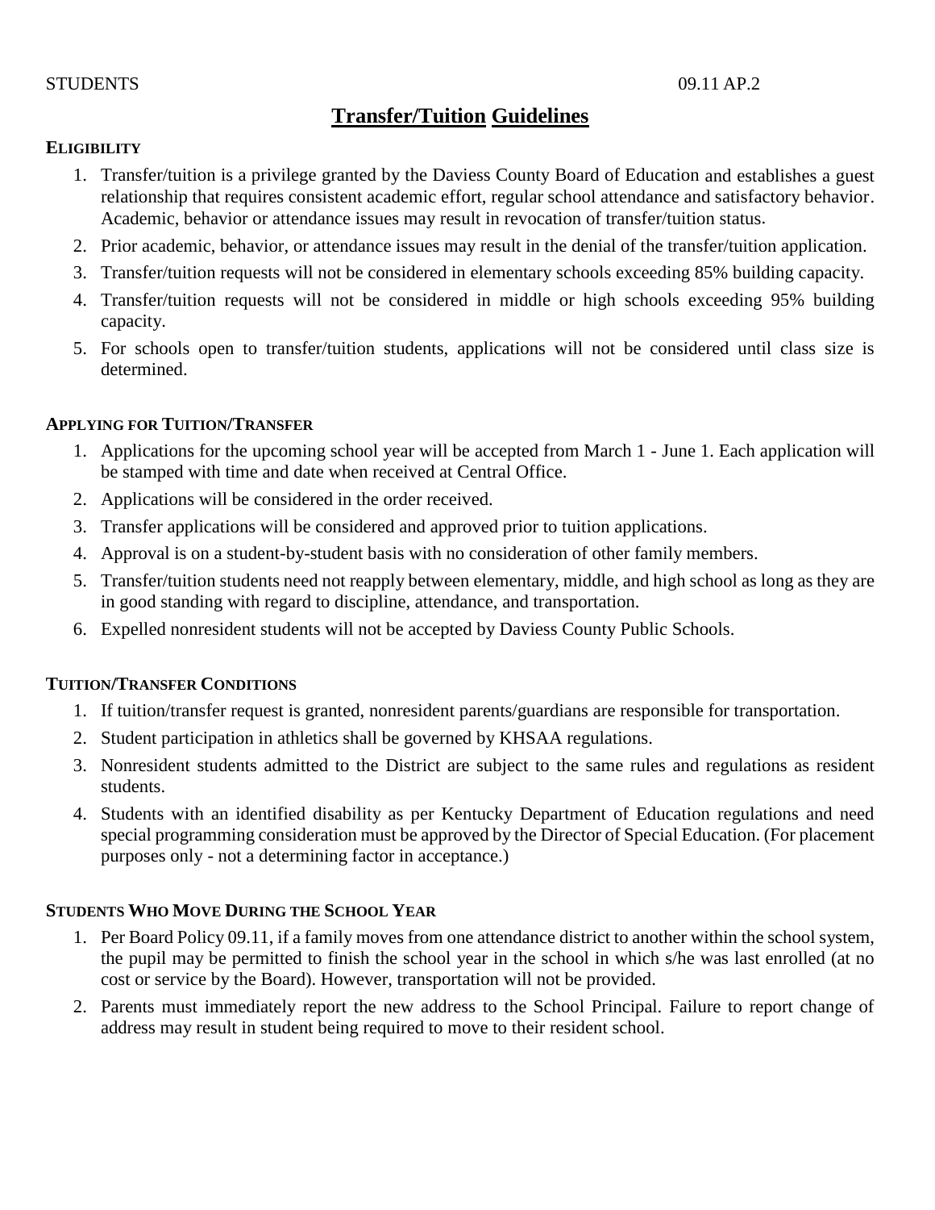# Transfer/Tuition Guidelines

### ELIGIBILITY

1. Transfer/tuition is a privilege granted by the Daviess County Board of Education and establishes a guest relationship that requires consistent academic effort, regular school attendance and satisfactory behavior. Academic, behavior or attendance issues may result in revocation of transfer/tuition status.
2. Prior academic, behavior, or attendance issues may result in the denial of the transfer/tuition application.
3. Transfer/tuition requests will not be considered in elementary schools exceeding 85% building capacity.
4. Transfer/tuition requests will not be considered in middle or high schools exceeding 95% building capacity.
5. For schools open to transfer/tuition students, applications will not be considered until class size is determined.

### APPLYING FOR TUITION/TRANSFER

1. Applications for the upcoming school year will be accepted from March 1 - June 1. Each application will be stamped with time and date when received at Central Office.
2. Applications will be considered in the order received.
3. Transfer applications will be considered and approved prior to tuition applications.
4. Approval is on a student-by-student basis with no consideration of other family members.
5. Transfer/tuition students need not reapply between elementary, middle, and high school as long as they are in good standing with regard to discipline, attendance, and transportation.
6. Expelled nonresident students will not be accepted by Daviess County Public Schools.

### TUITION/TRANSFER CONDITIONS

1. If tuition/transfer request is granted, nonresident parents/guardians are responsible for transportation.
2. Student participation in athletics shall be governed by KHSAA regulations.
3. Nonresident students admitted to the District are subject to the same rules and regulations as resident students.
4. Students with an identified disability as per Kentucky Department of Education regulations and need special programming consideration must be approved by the Director of Special Education. (For placement purposes only - not a determining factor in acceptance.)

### STUDENTS WHO MOVE DURING THE SCHOOL YEAR

1. Per Board Policy 09.11, if a family moves from one attendance district to another within the school system, the pupil may be permitted to finish the school year in the school in which s/he was last enrolled (at no cost or service by the Board). However, transportation will not be provided.
2. Parents must immediately report the new address to the School Principal. Failure to report change of address may result in student being required to move to their resident school.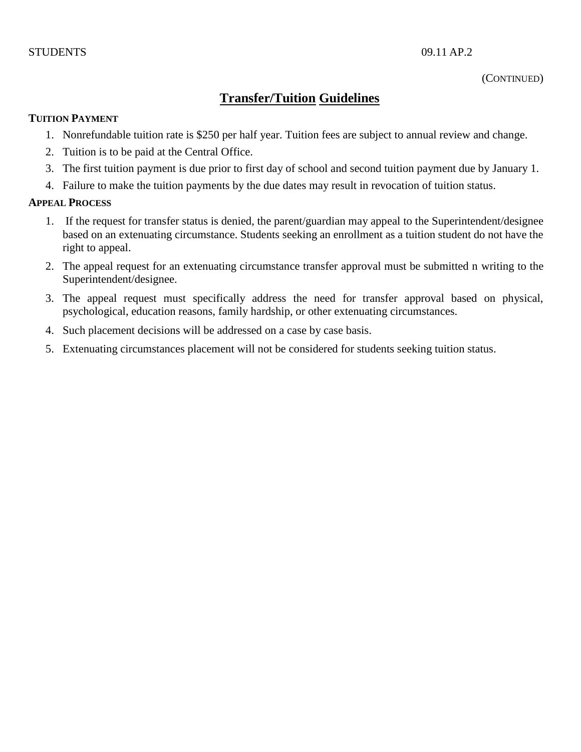(CONTINUED)

## Transfer/Tuition Guidelines

**TUITION PAYMENT**

1. Nonrefundable tuition rate is $250 per half year. Tuition fees are subject to annual review and change.
2. Tuition is to be paid at the Central Office.
3. The first tuition payment is due prior to first day of school and second tuition payment due by January 1.
4. Failure to make the tuition payments by the due dates may result in revocation of tuition status.

**APPEAL PROCESS**

1. If the request for transfer status is denied, the parent/guardian may appeal to the Superintendent/designee based on an extenuating circumstance. Students seeking an enrollment as a tuition student do not have the right to appeal.
2. The appeal request for an extenuating circumstance transfer approval must be submitted n writing to the Superintendent/designee.
3. The appeal request must specifically address the need for transfer approval based on physical, psychological, education reasons, family hardship, or other extenuating circumstances.
4. Such placement decisions will be addressed on a case by case basis.
5. Extenuating circumstances placement will not be considered for students seeking tuition status.